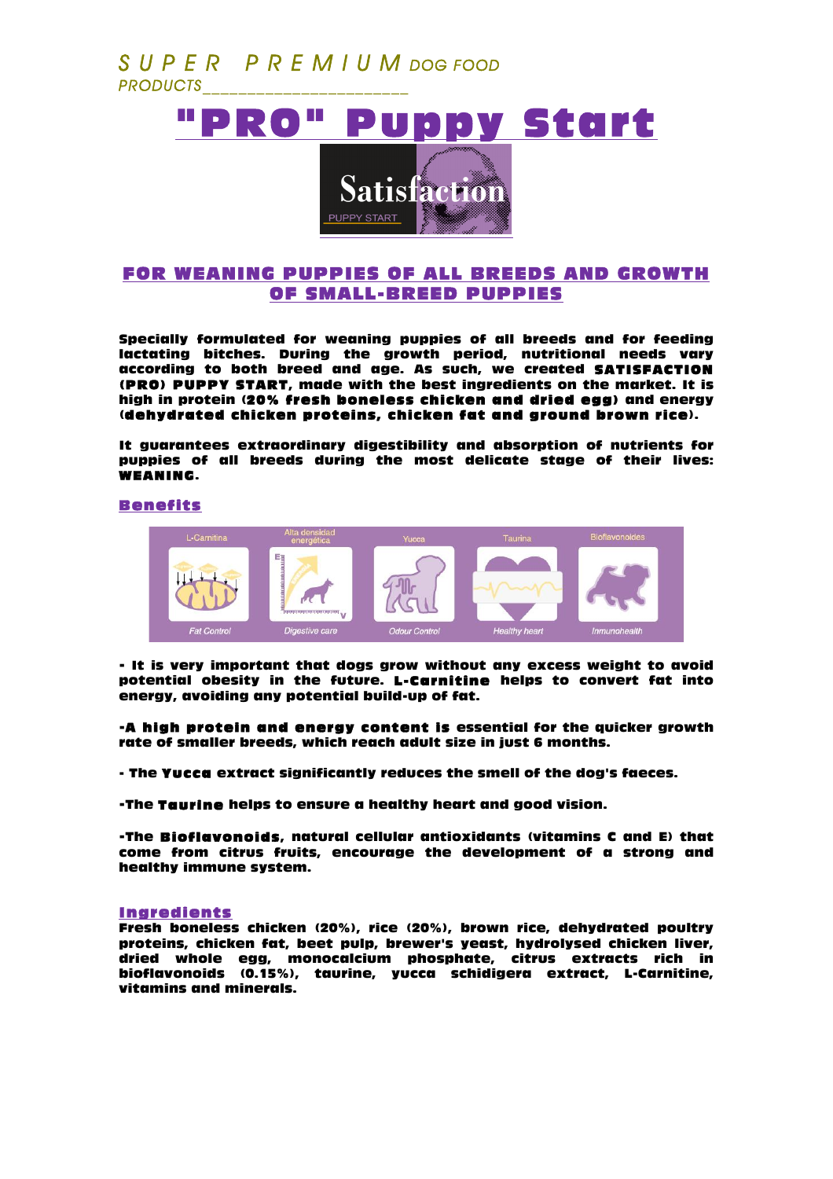SUPER PREMIUM DOG FOOD

PRODUCTS

# "PRO" Puppy Start

Satisfaction

PUPPY START

## FOR WEANING PUPPIES OF ALL BREEDS AND GROWTH OF SMALL-BREED PUPPIES

**Specially formulated for weaning puppies of all breeds and for feeding lactating bitches. During the growth period, nutritional needs vary according to both breed and age. As such, we created SATISFACTION (PRO) PUPPY START, made with the best ingredients on the market. It is high in protein (20% fresh boneless chicken and dried egg) and energy (dehydrated chicken proteins, chicken fat and ground brown rice).**

**It guarantees extraordinary digestibility and absorption of nutrients for puppies of all breeds during the most delicate stage of their lives: WEANING.**

### Benefits

| L-Carnitina | Alta densidad energética | Yucca | Taurina | Bioflavonoides |
|---|---|---|---|---|
| Fat Control | Digestive care | Odour Control | Healthy heart | Inmunohealth |

**- It is very important that dogs grow without any excess weight to avoid potential obesity in the future. L-Carnitine helps to convert fat into energy, avoiding any potential build-up of fat.**

**-A high protein and energy content is essential for the quicker growth rate of smaller breeds, which reach adult size in just 6 months.**

**- The Yucca extract significantly reduces the smell of the dog's faeces.**

**-The Taurine helps to ensure a healthy heart and good vision.**

**-The Bioflavonoids, natural cellular antioxidants (vitamins C and E) that come from citrus fruits, encourage the development of a strong and healthy immune system.**

### Ingredients

**Fresh boneless chicken (20%), rice (20%), brown rice, dehydrated poultry proteins, chicken fat, beet pulp, brewer's yeast, hydrolysed chicken liver, dried whole egg, monocalcium phosphate, citrus extracts rich in bioflavonoids (0.15%), taurine, yucca schidigera extract, L-Carnitine, vitamins and minerals.**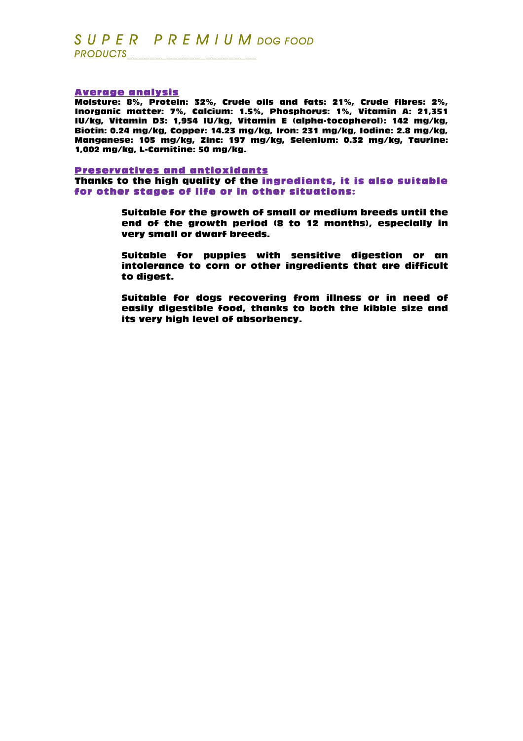# *SUPER PREMIUM DOG FOOD*
*PRODUCTS*

## Average analysis

**Moisture: 8%, Protein: 32%, Crude oils and fats: 21%, Crude fibres: 2%, Inorganic matter: 7%, Calcium: 1.5%, Phosphorus: 1%, Vitamin A: 21,351 IU/kg, Vitamin D3: 1,954 IU/kg, Vitamin E (alpha-tocopherol): 142 mg/kg, Biotin: 0.24 mg/kg, Copper: 14.23 mg/kg, Iron: 231 mg/kg, Iodine: 2.8 mg/kg, Manganese: 105 mg/kg, Zinc: 197 mg/kg, Selenium: 0.32 mg/kg, Taurine: 1,002 mg/kg, L-Carnitine: 50 mg/kg.**

## Preservatives and antioxidants

**Thanks to the high quality of the ingredients, it is also suitable for other stages of life or in other situations:**

> **Suitable for the growth of small or medium breeds until the end of the growth period (8 to 12 months), especially in very small or dwarf breeds.**
>
> **Suitable for puppies with sensitive digestion or an intolerance to corn or other ingredients that are difficult to digest.**
>
> **Suitable for dogs recovering from illness or in need of easily digestible food, thanks to both the kibble size and its very high level of absorbency.**